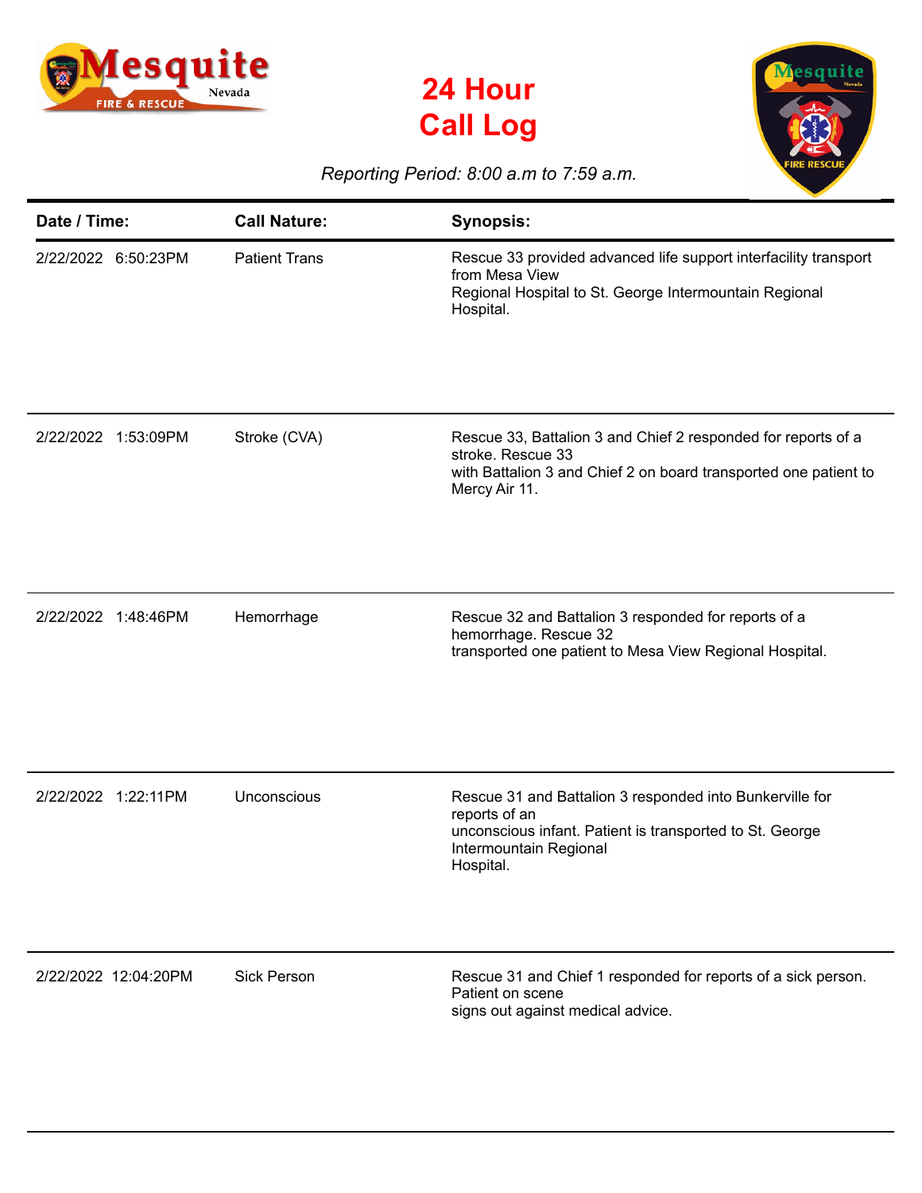# 24 Hour Call Log

*Reporting Period: 8:00 a.m to 7:59 a.m.*

| Date / Time: | Call Nature: | Synopsis: |
|---|---|---|
| 2/22/2022 6:50:23PM | Patient Trans | Rescue 33 provided advanced life support interfacility transport from Mesa View Regional Hospital to St. George Intermountain Regional Hospital. |
| 2/22/2022 1:53:09PM | Stroke (CVA) | Rescue 33, Battalion 3 and Chief 2 responded for reports of a stroke. Rescue 33 with Battalion 3 and Chief 2 on board transported one patient to Mercy Air 11. |
| 2/22/2022 1:48:46PM | Hemorrhage | Rescue 32 and Battalion 3 responded for reports of a hemorrhage. Rescue 32 transported one patient to Mesa View Regional Hospital. |
| 2/22/2022 1:22:11PM | Unconscious | Rescue 31 and Battalion 3 responded into Bunkerville for reports of an unconscious infant. Patient is transported to St. George Intermountain Regional Hospital. |
| 2/22/2022 12:04:20PM | Sick Person | Rescue 31 and Chief 1 responded for reports of a sick person. Patient on scene signs out against medical advice. |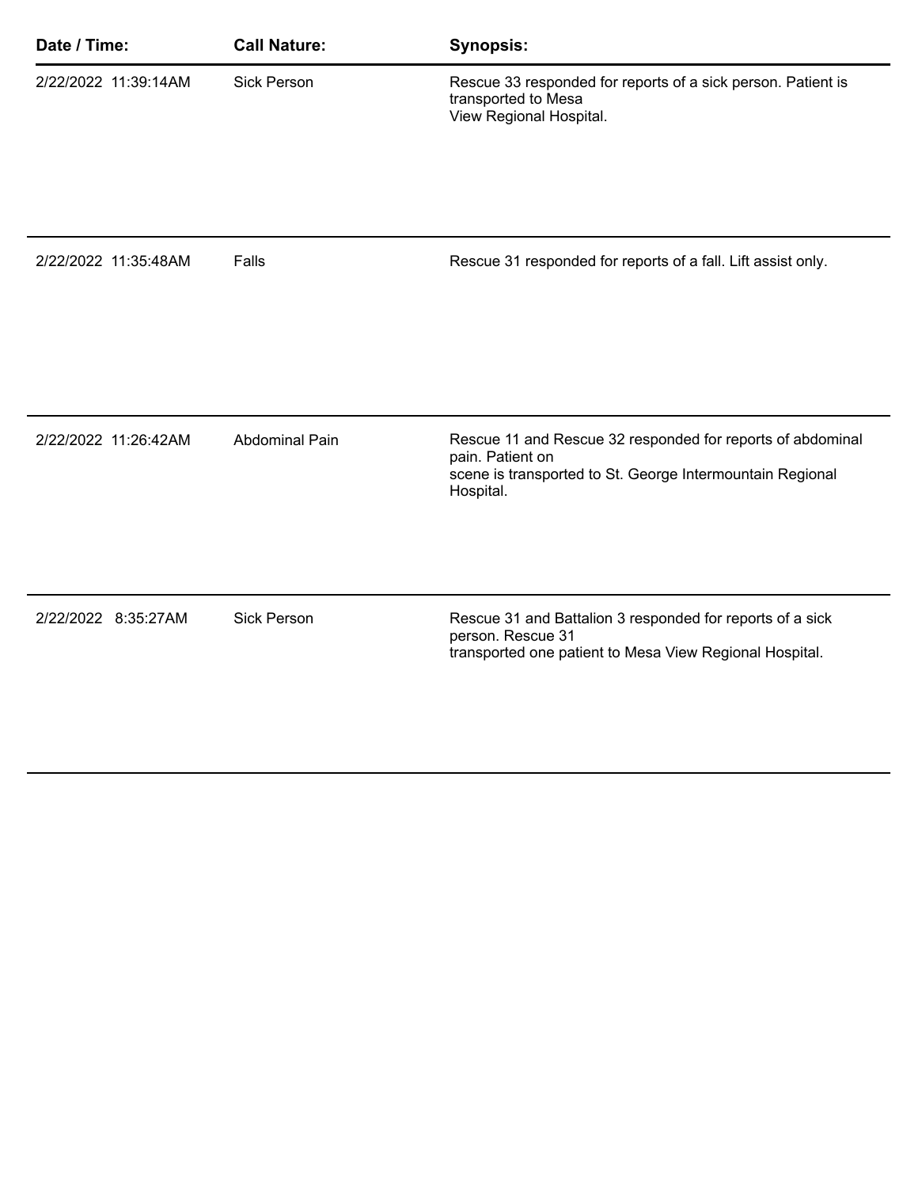| Date / Time: | Call Nature: | Synopsis: |
|---|---|---|
| 2/22/2022 11:39:14AM | Sick Person | Rescue 33 responded for reports of a sick person. Patient is transported to Mesa View Regional Hospital. |
| 2/22/2022 11:35:48AM | Falls | Rescue 31 responded for reports of a fall. Lift assist only. |
| 2/22/2022 11:26:42AM | Abdominal Pain | Rescue 11 and Rescue 32 responded for reports of abdominal pain. Patient on scene is transported to St. George Intermountain Regional Hospital. |
| 2/22/2022 8:35:27AM | Sick Person | Rescue 31 and Battalion 3 responded for reports of a sick person. Rescue 31 transported one patient to Mesa View Regional Hospital. |